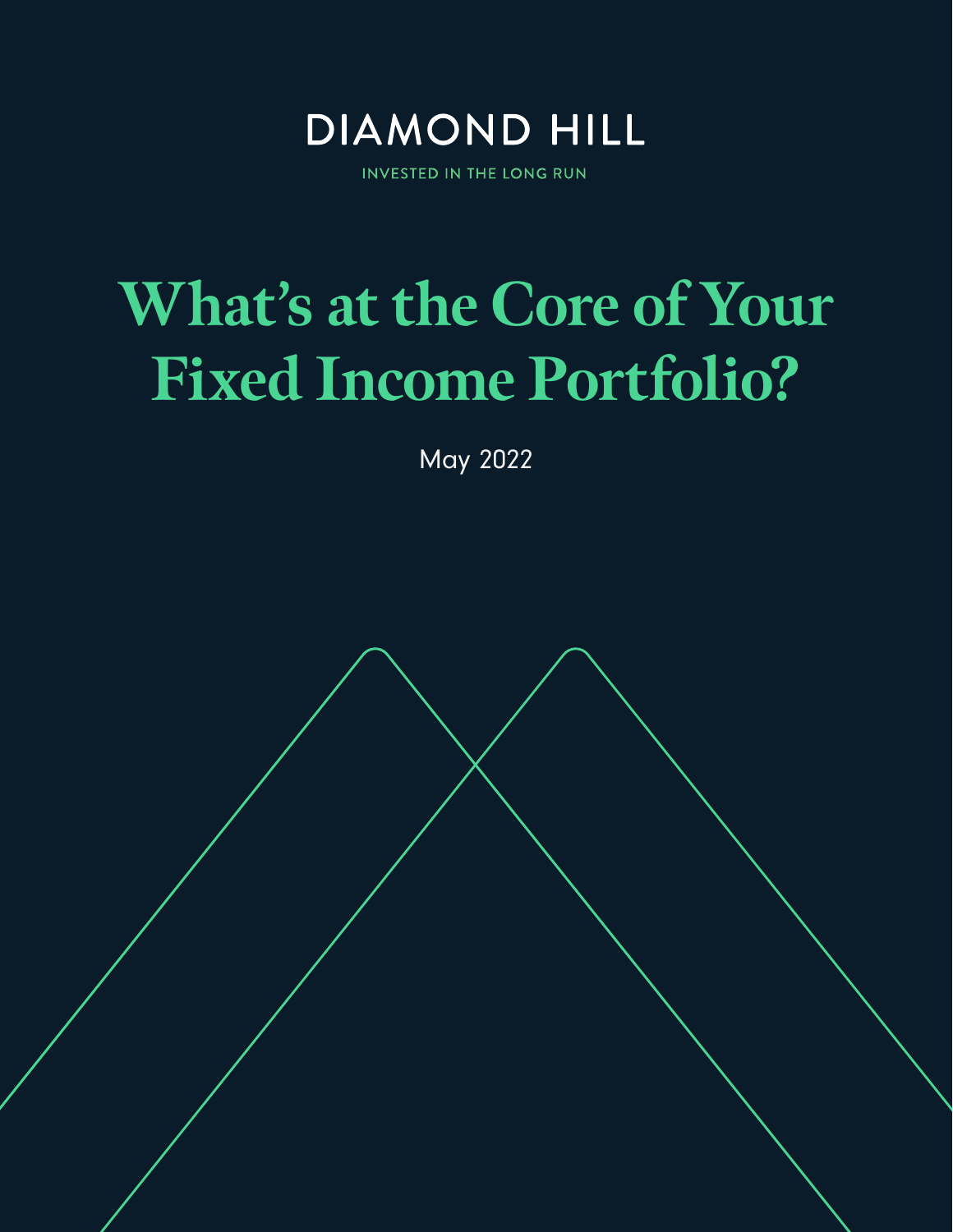DIAMOND HILL

INVESTED IN THE LONG RUN

# What's at the Core of Your Fixed Income Portfolio?

May 2022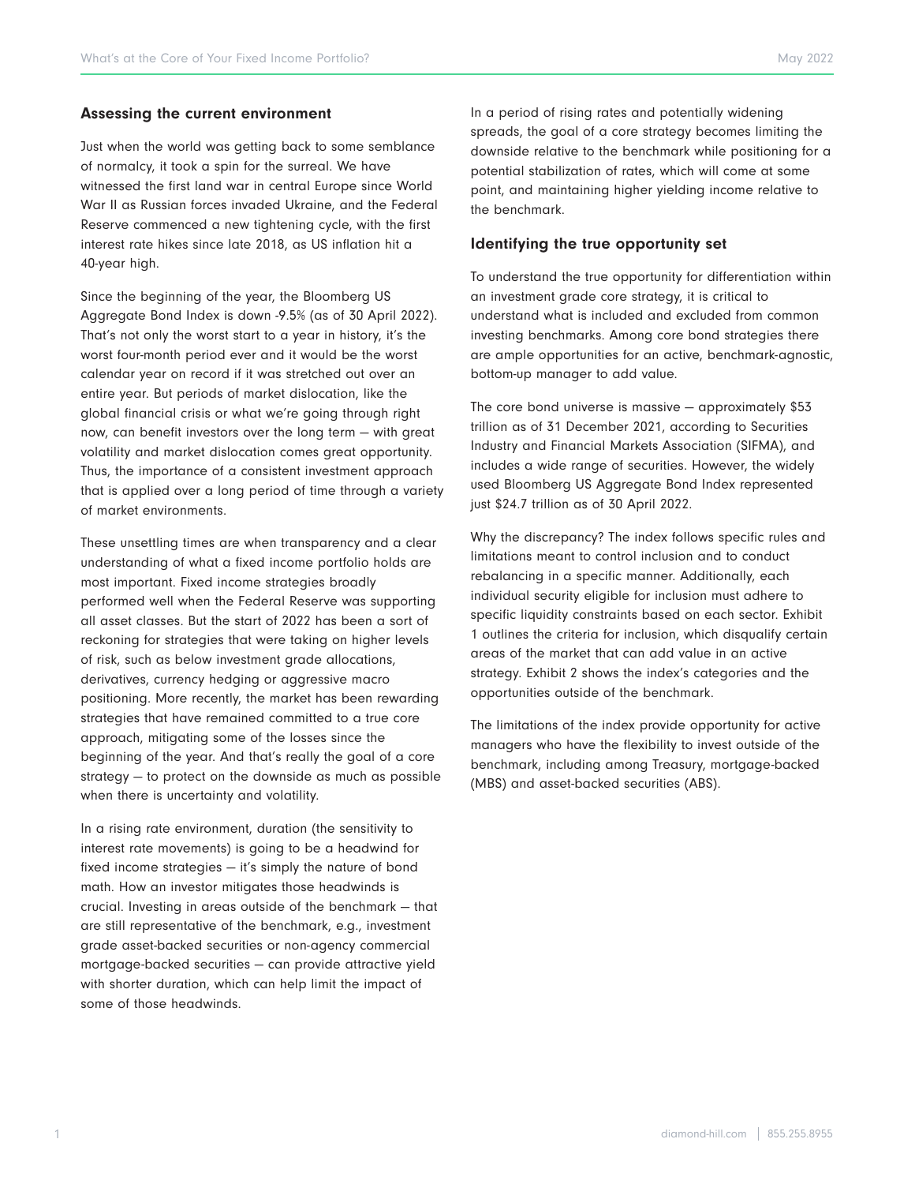## Assessing the current environment

Just when the world was getting back to some semblance of normalcy, it took a spin for the surreal. We have witnessed the first land war in central Europe since World War II as Russian forces invaded Ukraine, and the Federal Reserve commenced a new tightening cycle, with the first interest rate hikes since late 2018, as US inflation hit a 40-year high.

Since the beginning of the year, the Bloomberg US Aggregate Bond Index is down -9.5% (as of 30 April 2022). That's not only the worst start to a year in history, it's the worst four-month period ever and it would be the worst calendar year on record if it was stretched out over an entire year. But periods of market dislocation, like the global financial crisis or what we're going through right now, can benefit investors over the long term — with great volatility and market dislocation comes great opportunity. Thus, the importance of a consistent investment approach that is applied over a long period of time through a variety of market environments.

These unsettling times are when transparency and a clear understanding of what a fixed income portfolio holds are most important. Fixed income strategies broadly performed well when the Federal Reserve was supporting all asset classes. But the start of 2022 has been a sort of reckoning for strategies that were taking on higher levels of risk, such as below investment grade allocations, derivatives, currency hedging or aggressive macro positioning. More recently, the market has been rewarding strategies that have remained committed to a true core approach, mitigating some of the losses since the beginning of the year. And that's really the goal of a core strategy — to protect on the downside as much as possible when there is uncertainty and volatility.

In a rising rate environment, duration (the sensitivity to interest rate movements) is going to be a headwind for fixed income strategies — it's simply the nature of bond math. How an investor mitigates those headwinds is crucial. Investing in areas outside of the benchmark — that are still representative of the benchmark, e.g., investment grade asset-backed securities or non-agency commercial mortgage-backed securities — can provide attractive yield with shorter duration, which can help limit the impact of some of those headwinds.

In a period of rising rates and potentially widening spreads, the goal of a core strategy becomes limiting the downside relative to the benchmark while positioning for a potential stabilization of rates, which will come at some point, and maintaining higher yielding income relative to the benchmark.

## Identifying the true opportunity set

To understand the true opportunity for differentiation within an investment grade core strategy, it is critical to understand what is included and excluded from common investing benchmarks. Among core bond strategies there are ample opportunities for an active, benchmark-agnostic, bottom-up manager to add value.

The core bond universe is massive — approximately $53 trillion as of 31 December 2021, according to Securities Industry and Financial Markets Association (SIFMA), and includes a wide range of securities. However, the widely used Bloomberg US Aggregate Bond Index represented just $24.7 trillion as of 30 April 2022.

Why the discrepancy? The index follows specific rules and limitations meant to control inclusion and to conduct rebalancing in a specific manner. Additionally, each individual security eligible for inclusion must adhere to specific liquidity constraints based on each sector. Exhibit 1 outlines the criteria for inclusion, which disqualify certain areas of the market that can add value in an active strategy. Exhibit 2 shows the index's categories and the opportunities outside of the benchmark.

The limitations of the index provide opportunity for active managers who have the flexibility to invest outside of the benchmark, including among Treasury, mortgage-backed (MBS) and asset-backed securities (ABS).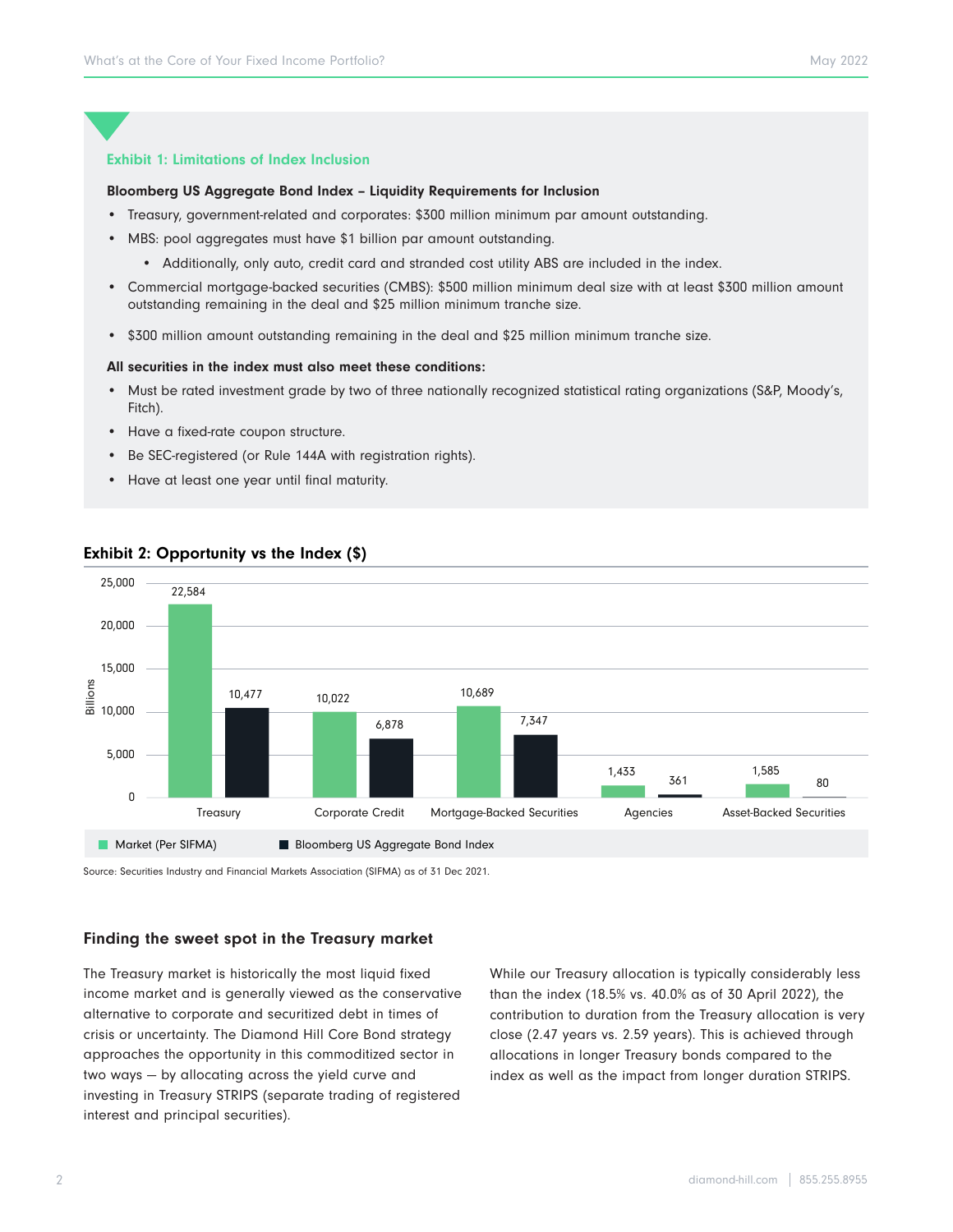### Exhibit 1: Limitations of Index Inclusion

**Bloomberg US Aggregate Bond Index – Liquidity Requirements for Inclusion**

- Treasury, government-related and corporates: $300 million minimum par amount outstanding.
- MBS: pool aggregates must have $1 billion par amount outstanding.
  - Additionally, only auto, credit card and stranded cost utility ABS are included in the index.
- Commercial mortgage-backed securities (CMBS): $500 million minimum deal size with at least $300 million amount outstanding remaining in the deal and $25 million minimum tranche size.
- $300 million amount outstanding remaining in the deal and $25 million minimum tranche size.

**All securities in the index must also meet these conditions:**

- Must be rated investment grade by two of three nationally recognized statistical rating organizations (S&P, Moody's, Fitch).
- Have a fixed-rate coupon structure.
- Be SEC-registered (or Rule 144A with registration rights).
- Have at least one year until final maturity.

### Exhibit 2: Opportunity vs the Index ($)

Billions

25,000
20,000
15,000
10,000
5,000
0

Treasury: 22,584; 10,477
Corporate Credit: 10,022; 6,878
Mortgage-Backed Securities: 10,689; 7,347
Agencies: 1,433; 361
Asset-Backed Securities: 1,585; 80

Market (Per SIFMA)
Bloomberg US Aggregate Bond Index

Source: Securities Industry and Financial Markets Association (SIFMA) as of 31 Dec 2021.

### Finding the sweet spot in the Treasury market

The Treasury market is historically the most liquid fixed income market and is generally viewed as the conservative alternative to corporate and securitized debt in times of crisis or uncertainty. The Diamond Hill Core Bond strategy approaches the opportunity in this commoditized sector in two ways — by allocating across the yield curve and investing in Treasury STRIPS (separate trading of registered interest and principal securities).

While our Treasury allocation is typically considerably less than the index (18.5% vs. 40.0% as of 30 April 2022), the contribution to duration from the Treasury allocation is very close (2.47 years vs. 2.59 years). This is achieved through allocations in longer Treasury bonds compared to the index as well as the impact from longer duration STRIPS.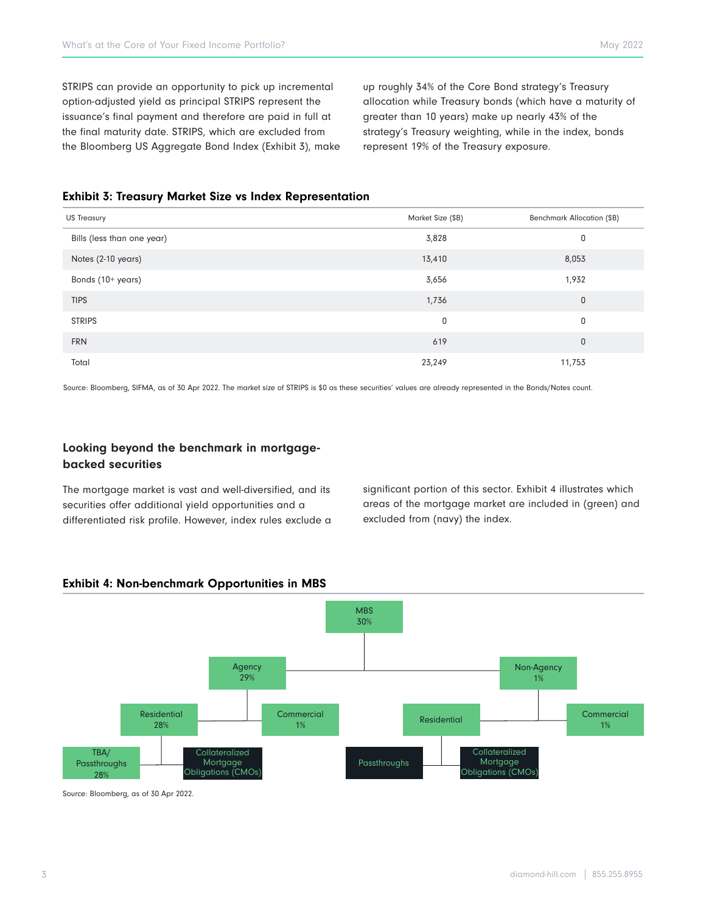STRIPS can provide an opportunity to pick up incremental option-adjusted yield as principal STRIPS represent the issuance's final payment and therefore are paid in full at the final maturity date. STRIPS, which are excluded from the Bloomberg US Aggregate Bond Index (Exhibit 3), make up roughly 34% of the Core Bond strategy's Treasury allocation while Treasury bonds (which have a maturity of greater than 10 years) make up nearly 43% of the strategy's Treasury weighting, while in the index, bonds represent 19% of the Treasury exposure.

**Exhibit 3: Treasury Market Size vs Index Representation**

| US Treasury | Market Size ($B) | Benchmark Allocation ($B) |
|---|---|---|
| Bills (less than one year) | 3,828 | 0 |
| Notes (2-10 years) | 13,410 | 8,053 |
| Bonds (10+ years) | 3,656 | 1,932 |
| TIPS | 1,736 | 0 |
| STRIPS | 0 | 0 |
| FRN | 619 | 0 |
| Total | 23,249 | 11,753 |

Source: Bloomberg, SIFMA, as of 30 Apr 2022. The market size of STRIPS is $0 as these securities' values are already represented in the Bonds/Notes count.

## Looking beyond the benchmark in mortgage-backed securities

The mortgage market is vast and well-diversified, and its securities offer additional yield opportunities and a differentiated risk profile. However, index rules exclude a significant portion of this sector. Exhibit 4 illustrates which areas of the mortgage market are included in (green) and excluded from (navy) the index.

**Exhibit 4: Non-benchmark Opportunities in MBS**

MBS
30%

Agency
29%

Non-Agency
1%

Residential
28%

Commercial
1%

Residential

Commercial
1%

TBA/
Passthroughs
28%

Collateralized Mortgage Obligations (CMOs)

Passthroughs

Collateralized Mortgage Obligations (CMOs)

Source: Bloomberg, as of 30 Apr 2022.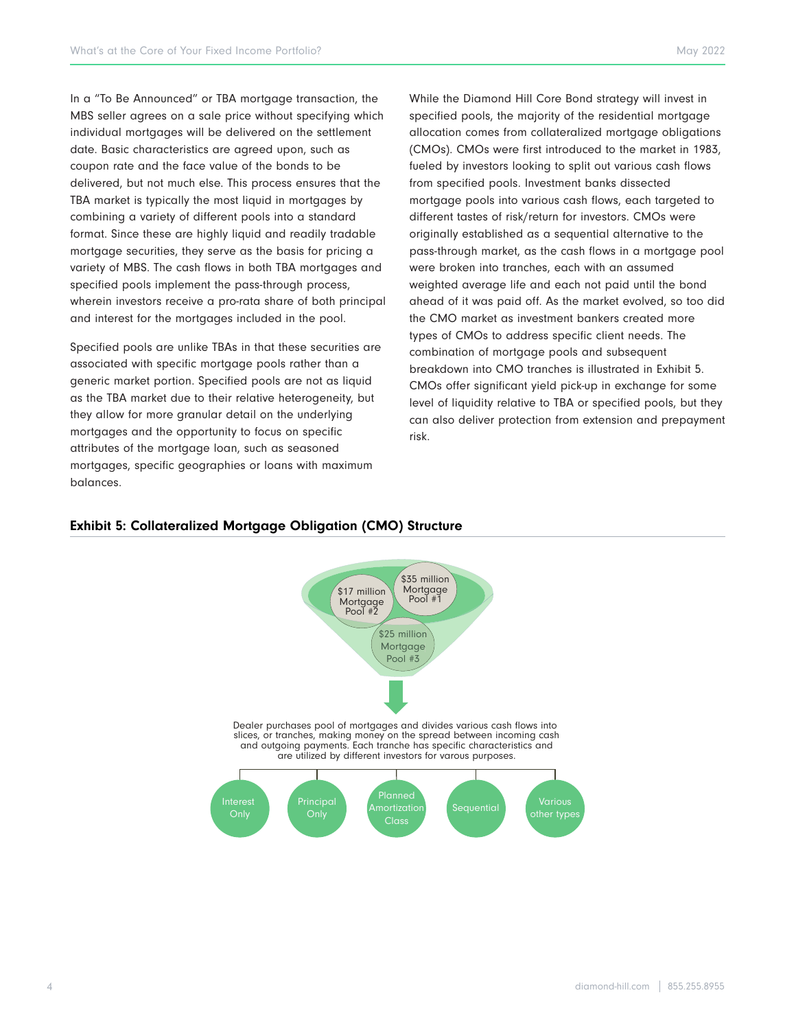In a "To Be Announced" or TBA mortgage transaction, the MBS seller agrees on a sale price without specifying which individual mortgages will be delivered on the settlement date. Basic characteristics are agreed upon, such as coupon rate and the face value of the bonds to be delivered, but not much else. This process ensures that the TBA market is typically the most liquid in mortgages by combining a variety of different pools into a standard format. Since these are highly liquid and readily tradable mortgage securities, they serve as the basis for pricing a variety of MBS. The cash flows in both TBA mortgages and specified pools implement the pass-through process, wherein investors receive a pro-rata share of both principal and interest for the mortgages included in the pool.

Specified pools are unlike TBAs in that these securities are associated with specific mortgage pools rather than a generic market portion. Specified pools are not as liquid as the TBA market due to their relative heterogeneity, but they allow for more granular detail on the underlying mortgages and the opportunity to focus on specific attributes of the mortgage loan, such as seasoned mortgages, specific geographies or loans with maximum balances.

While the Diamond Hill Core Bond strategy will invest in specified pools, the majority of the residential mortgage allocation comes from collateralized mortgage obligations (CMOs). CMOs were first introduced to the market in 1983, fueled by investors looking to split out various cash flows from specified pools. Investment banks dissected mortgage pools into various cash flows, each targeted to different tastes of risk/return for investors. CMOs were originally established as a sequential alternative to the pass-through market, as the cash flows in a mortgage pool were broken into tranches, each with an assumed weighted average life and each not paid until the bond ahead of it was paid off. As the market evolved, so too did the CMO market as investment bankers created more types of CMOs to address specific client needs. The combination of mortgage pools and subsequent breakdown into CMO tranches is illustrated in Exhibit 5. CMOs offer significant yield pick-up in exchange for some level of liquidity relative to TBA or specified pools, but they can also deliver protection from extension and prepayment risk.

**Exhibit 5: Collateralized Mortgage Obligation (CMO) Structure**

$17 million Mortgage Pool #2

$35 million Mortgage Pool #1

$25 million Mortgage Pool #3

Dealer purchases pool of mortgages and divides various cash flows into slices, or tranches, making money on the spread between incoming cash and outgoing payments. Each tranche has specific characteristics and are utilized by different investors for varous purposes.

Interest Only

Principal Only

Planned Amortization Class

Sequential

Various other types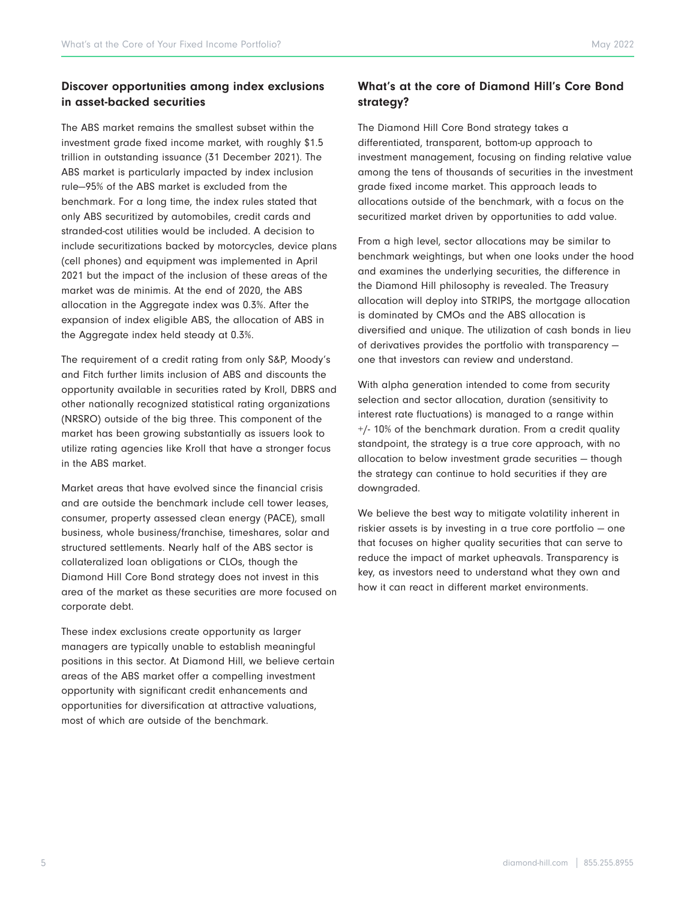## Discover opportunities among index exclusions in asset-backed securities

The ABS market remains the smallest subset within the investment grade fixed income market, with roughly $1.5 trillion in outstanding issuance (31 December 2021). The ABS market is particularly impacted by index inclusion rule—95% of the ABS market is excluded from the benchmark. For a long time, the index rules stated that only ABS securitized by automobiles, credit cards and stranded-cost utilities would be included. A decision to include securitizations backed by motorcycles, device plans (cell phones) and equipment was implemented in April 2021 but the impact of the inclusion of these areas of the market was de minimis. At the end of 2020, the ABS allocation in the Aggregate index was 0.3%. After the expansion of index eligible ABS, the allocation of ABS in the Aggregate index held steady at 0.3%.

The requirement of a credit rating from only S&P, Moody's and Fitch further limits inclusion of ABS and discounts the opportunity available in securities rated by Kroll, DBRS and other nationally recognized statistical rating organizations (NRSRO) outside of the big three. This component of the market has been growing substantially as issuers look to utilize rating agencies like Kroll that have a stronger focus in the ABS market.

Market areas that have evolved since the financial crisis and are outside the benchmark include cell tower leases, consumer, property assessed clean energy (PACE), small business, whole business/franchise, timeshares, solar and structured settlements. Nearly half of the ABS sector is collateralized loan obligations or CLOs, though the Diamond Hill Core Bond strategy does not invest in this area of the market as these securities are more focused on corporate debt.

These index exclusions create opportunity as larger managers are typically unable to establish meaningful positions in this sector. At Diamond Hill, we believe certain areas of the ABS market offer a compelling investment opportunity with significant credit enhancements and opportunities for diversification at attractive valuations, most of which are outside of the benchmark.

## What's at the core of Diamond Hill's Core Bond strategy?

The Diamond Hill Core Bond strategy takes a differentiated, transparent, bottom-up approach to investment management, focusing on finding relative value among the tens of thousands of securities in the investment grade fixed income market. This approach leads to allocations outside of the benchmark, with a focus on the securitized market driven by opportunities to add value.

From a high level, sector allocations may be similar to benchmark weightings, but when one looks under the hood and examines the underlying securities, the difference in the Diamond Hill philosophy is revealed. The Treasury allocation will deploy into STRIPS, the mortgage allocation is dominated by CMOs and the ABS allocation is diversified and unique. The utilization of cash bonds in lieu of derivatives provides the portfolio with transparency — one that investors can review and understand.

With alpha generation intended to come from security selection and sector allocation, duration (sensitivity to interest rate fluctuations) is managed to a range within +/- 10% of the benchmark duration. From a credit quality standpoint, the strategy is a true core approach, with no allocation to below investment grade securities — though the strategy can continue to hold securities if they are downgraded.

We believe the best way to mitigate volatility inherent in riskier assets is by investing in a true core portfolio — one that focuses on higher quality securities that can serve to reduce the impact of market upheavals. Transparency is key, as investors need to understand what they own and how it can react in different market environments.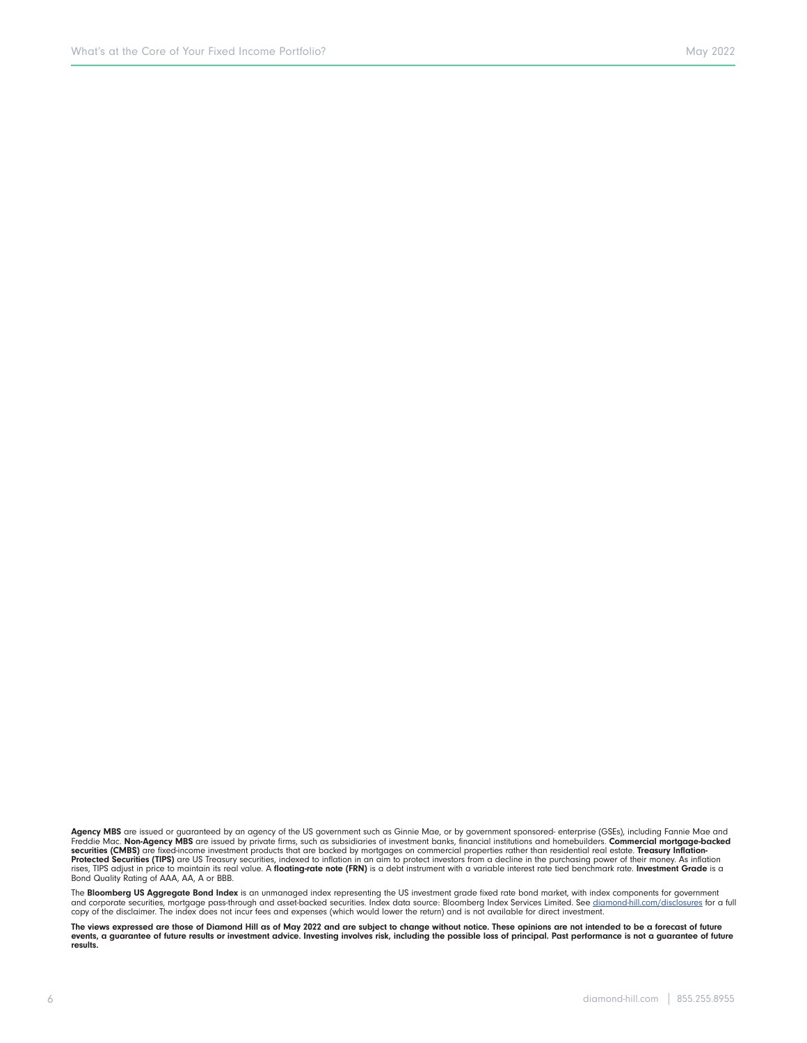**Agency MBS** are issued or guaranteed by an agency of the US government such as Ginnie Mae, or by government sponsored- enterprise (GSEs), including Fannie Mae and Freddie Mac. **Non-Agency MBS** are issued by private firms, such as subsidiaries of investment banks, financial institutions and homebuilders. **Commercial mortgage-backed securities (CMBS)** are fixed-income investment products that are backed by mortgages on commercial properties rather than residential real estate. **Treasury Inflation-Protected Securities (TIPS)** are US Treasury securities, indexed to inflation in an aim to protect investors from a decline in the purchasing power of their money. As inflation rises, TIPS adjust in price to maintain its real value. A **floating-rate note (FRN)** is a debt instrument with a variable interest rate tied benchmark rate. **Investment Grade** is a Bond Quality Rating of AAA, AA, A or BBB.

The **Bloomberg US Aggregate Bond Index** is an unmanaged index representing the US investment grade fixed rate bond market, with index components for government and corporate securities, mortgage pass-through and asset-backed securities. Index data source: Bloomberg Index Services Limited. See diamond-hill.com/disclosures for a full copy of the disclaimer. The index does not incur fees and expenses (which would lower the return) and is not available for direct investment.

**The views expressed are those of Diamond Hill as of May 2022 and are subject to change without notice. These opinions are not intended to be a forecast of future events, a guarantee of future results or investment advice. Investing involves risk, including the possible loss of principal. Past performance is not a guarantee of future results.**